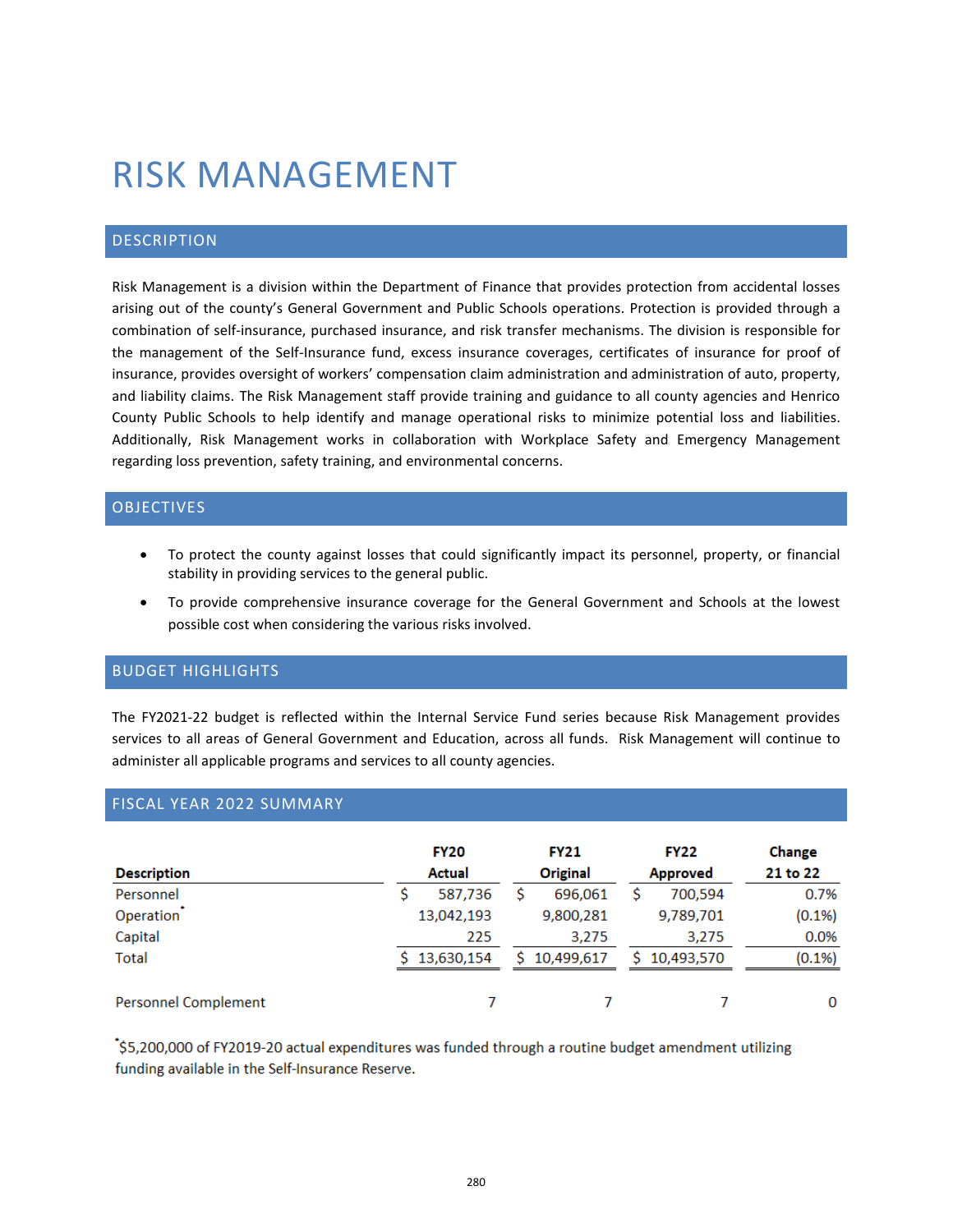# RISK MANAGEMENT

## DESCRIPTION

Risk Management is a division within the Department of Finance that provides protection from accidental losses arising out of the county's General Government and Public Schools operations. Protection is provided through a combination of self-insurance, purchased insurance, and risk transfer mechanisms. The division is responsible for the management of the Self-Insurance fund, excess insurance coverages, certificates of insurance for proof of insurance, provides oversight of workers' compensation claim administration and administration of auto, property, and liability claims. The Risk Management staff provide training and guidance to all county agencies and Henrico County Public Schools to help identify and manage operational risks to minimize potential loss and liabilities. Additionally, Risk Management works in collaboration with Workplace Safety and Emergency Management regarding loss prevention, safety training, and environmental concerns.

## OBJECTIVES

- To protect the county against losses that could significantly impact its personnel, property, or financial stability in providing services to the general public.
- To provide comprehensive insurance coverage for the General Government and Schools at the lowest possible cost when considering the various risks involved.

## BUDGET HIGHLIGHTS

The FY2021-22 budget is reflected within the Internal Service Fund series because Risk Management provides services to all areas of General Government and Education, across all funds. Risk Management will continue to administer all applicable programs and services to all county agencies.

## FISCAL YEAR 2022 SUMMARY

| Description | FY20 Actual | FY21 Original | FY22 Approved | Change 21 to 22 |
|---|---|---|---|---|
| Personnel | $ 587,736 | $ 696,061 | $ 700,594 | 0.7% |
| Operation* | 13,042,193 | 9,800,281 | 9,789,701 | (0.1%) |
| Capital | 225 | 3,275 | 3,275 | 0.0% |
| Total | $ 13,630,154 | $ 10,499,617 | $ 10,493,570 | (0.1%) |
| | | | | |
| Personnel Complement | 7 | 7 | 7 | 0 |

*$5,200,000 of FY2019-20 actual expenditures was funded through a routine budget amendment utilizing funding available in the Self-Insurance Reserve.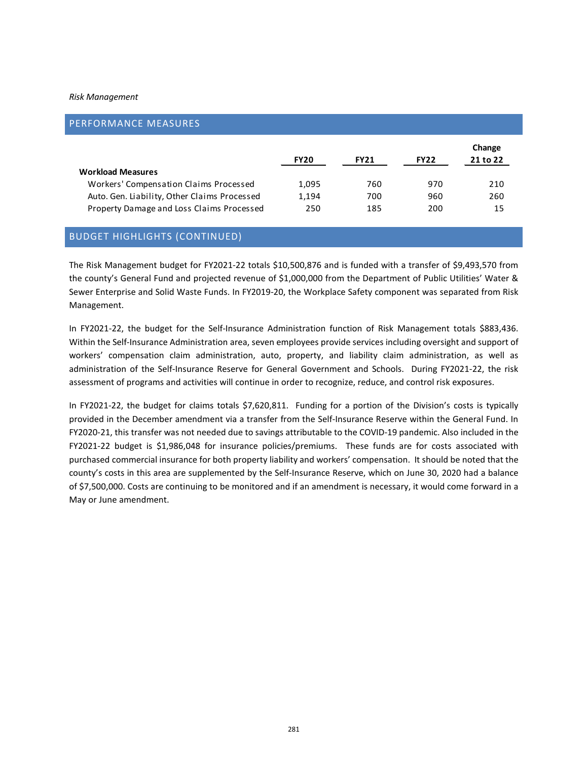*Risk Management*

## PERFORMANCE MEASURES

| | FY20 | FY21 | FY22 | Change 21 to 22 |
|---|---|---|---|---|
| **Workload Measures** | | | | |
| Workers' Compensation Claims Processed | 1,095 | 760 | 970 | 210 |
| Auto. Gen. Liability, Other Claims Processed | 1,194 | 700 | 960 | 260 |
| Property Damage and Loss Claims Processed | 250 | 185 | 200 | 15 |

## BUDGET HIGHLIGHTS (CONTINUED)

The Risk Management budget for FY2021-22 totals $10,500,876 and is funded with a transfer of $9,493,570 from the county's General Fund and projected revenue of $1,000,000 from the Department of Public Utilities' Water & Sewer Enterprise and Solid Waste Funds. In FY2019-20, the Workplace Safety component was separated from Risk Management.

In FY2021-22, the budget for the Self-Insurance Administration function of Risk Management totals $883,436. Within the Self-Insurance Administration area, seven employees provide services including oversight and support of workers' compensation claim administration, auto, property, and liability claim administration, as well as administration of the Self-Insurance Reserve for General Government and Schools. During FY2021-22, the risk assessment of programs and activities will continue in order to recognize, reduce, and control risk exposures.

In FY2021-22, the budget for claims totals $7,620,811. Funding for a portion of the Division's costs is typically provided in the December amendment via a transfer from the Self-Insurance Reserve within the General Fund. In FY2020-21, this transfer was not needed due to savings attributable to the COVID-19 pandemic. Also included in the FY2021-22 budget is $1,986,048 for insurance policies/premiums. These funds are for costs associated with purchased commercial insurance for both property liability and workers' compensation. It should be noted that the county's costs in this area are supplemented by the Self-Insurance Reserve, which on June 30, 2020 had a balance of $7,500,000. Costs are continuing to be monitored and if an amendment is necessary, it would come forward in a May or June amendment.